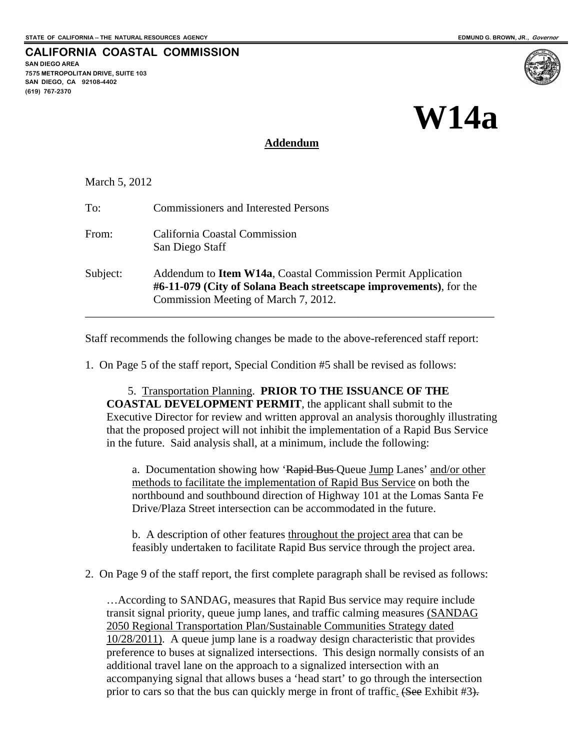STATE OF CALIFORNIA -- THE NATURAL RESOURCES AGENCY

EDMUND G. BROWN, JR., *Governor*

**CALIFORNIA COASTAL COMMISSION**
**SAN DIEGO AREA**
**7575 METROPOLITAN DRIVE, SUITE 103**
**SAN DIEGO, CA 92108-4402**
**(619) 767-2370**

# W14a

## Addendum

March 5, 2012

To: Commissioners and Interested Persons

From: California Coastal Commission
San Diego Staff

Subject: Addendum to **Item W14a**, Coastal Commission Permit Application **#6-11-079 (City of Solana Beach streetscape improvements)**, for the Commission Meeting of March 7, 2012.

---

Staff recommends the following changes be made to the above-referenced staff report:

1. On Page 5 of the staff report, Special Condition #5 shall be revised as follows:

   5. <u>Transportation Planning</u>. **PRIOR TO THE ISSUANCE OF THE COASTAL DEVELOPMENT PERMIT**, the applicant shall submit to the Executive Director for review and written approval an analysis thoroughly illustrating that the proposed project will not inhibit the implementation of a Rapid Bus Service in the future. Said analysis shall, at a minimum, include the following:

      a. Documentation showing how '~~Rapid Bus~~ Queue <u>Jump</u> Lanes' <u>and/or other methods to facilitate the implementation of Rapid Bus Service</u> on both the northbound and southbound direction of Highway 101 at the Lomas Santa Fe Drive/Plaza Street intersection can be accommodated in the future.

      b. A description of other features <u>throughout the project area</u> that can be feasibly undertaken to facilitate Rapid Bus service through the project area.

2. On Page 9 of the staff report, the first complete paragraph shall be revised as follows:

   …According to SANDAG, measures that Rapid Bus service may require include transit signal priority, queue jump lanes, and traffic calming measures <u>(SANDAG 2050 Regional Transportation Plan/Sustainable Communities Strategy dated 10/28/2011)</u>. A queue jump lane is a roadway design characteristic that provides preference to buses at signalized intersections. This design normally consists of an additional travel lane on the approach to a signalized intersection with an accompanying signal that allows buses a 'head start' to go through the intersection prior to cars so that the bus can quickly merge in front of traffic<u>.</u> ~~(See~~ Exhibit #3~~).~~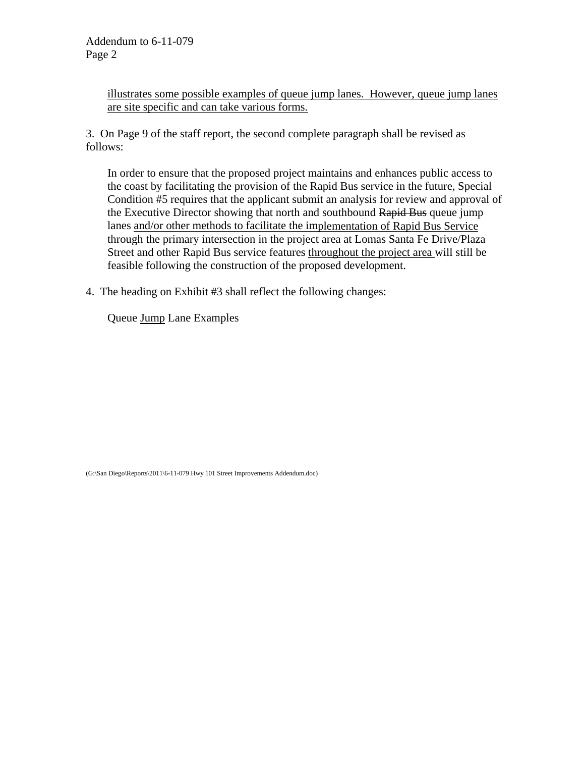<u>illustrates some possible examples of queue jump lanes. However, queue jump lanes are site specific and can take various forms.</u>

3. On Page 9 of the staff report, the second complete paragraph shall be revised as follows:

> In order to ensure that the proposed project maintains and enhances public access to the coast by facilitating the provision of the Rapid Bus service in the future, Special Condition #5 requires that the applicant submit an analysis for review and approval of the Executive Director showing that north and southbound ~~Rapid Bus~~ queue jump lanes <u>and/or other methods to facilitate the implementation of Rapid Bus Service</u> through the primary intersection in the project area at Lomas Santa Fe Drive/Plaza Street and other Rapid Bus service features <u>throughout the project area</u> will still be feasible following the construction of the proposed development.

4. The heading on Exhibit #3 shall reflect the following changes:

> Queue <u>Jump</u> Lane Examples

(G:\San Diego\Reports\2011\6-11-079 Hwy 101 Street Improvements Addendum.doc)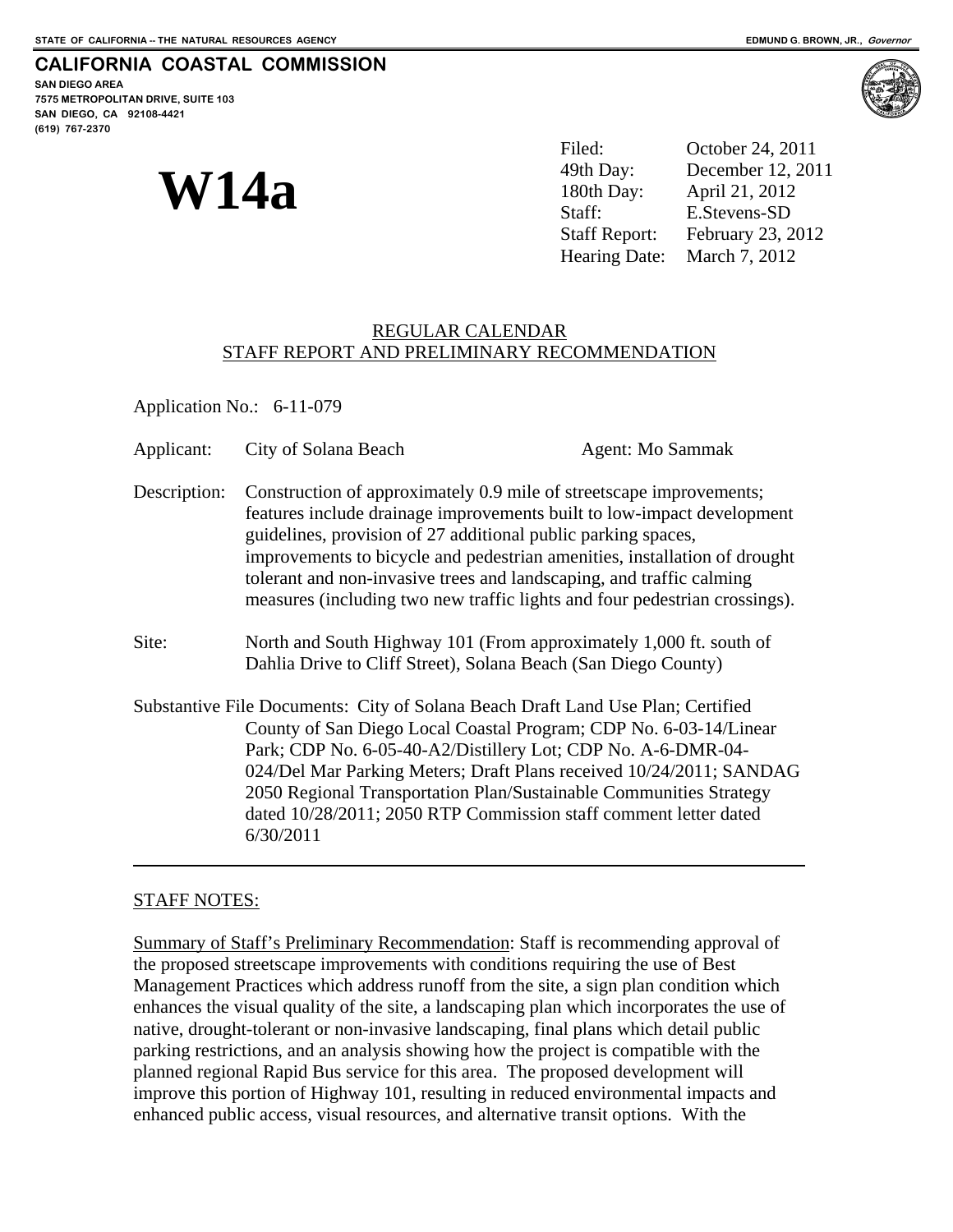STATE OF CALIFORNIA -- THE NATURAL RESOURCES AGENCY — EDMUND G. BROWN, JR., *Governor*

**CALIFORNIA COASTAL COMMISSION**
SAN DIEGO AREA
7575 METROPOLITAN DRIVE, SUITE 103
SAN DIEGO, CA 92108-4421
(619) 767-2370

# W14a

Filed: October 24, 2011
49th Day: December 12, 2011
180th Day: April 21, 2012
Staff: E.Stevens-SD
Staff Report: February 23, 2012
Hearing Date: March 7, 2012

REGULAR CALENDAR
STAFF REPORT AND PRELIMINARY RECOMMENDATION

Application No.: 6-11-079

Applicant: City of Solana Beach — Agent: Mo Sammak

Description: Construction of approximately 0.9 mile of streetscape improvements; features include drainage improvements built to low-impact development guidelines, provision of 27 additional public parking spaces, improvements to bicycle and pedestrian amenities, installation of drought tolerant and non-invasive trees and landscaping, and traffic calming measures (including two new traffic lights and four pedestrian crossings).

Site: North and South Highway 101 (From approximately 1,000 ft. south of Dahlia Drive to Cliff Street), Solana Beach (San Diego County)

Substantive File Documents: City of Solana Beach Draft Land Use Plan; Certified County of San Diego Local Coastal Program; CDP No. 6-03-14/Linear Park; CDP No. 6-05-40-A2/Distillery Lot; CDP No. A-6-DMR-04-024/Del Mar Parking Meters; Draft Plans received 10/24/2011; SANDAG 2050 Regional Transportation Plan/Sustainable Communities Strategy dated 10/28/2011; 2050 RTP Commission staff comment letter dated 6/30/2011

---

STAFF NOTES:

Summary of Staff's Preliminary Recommendation: Staff is recommending approval of the proposed streetscape improvements with conditions requiring the use of Best Management Practices which address runoff from the site, a sign plan condition which enhances the visual quality of the site, a landscaping plan which incorporates the use of native, drought-tolerant or non-invasive landscaping, final plans which detail public parking restrictions, and an analysis showing how the project is compatible with the planned regional Rapid Bus service for this area. The proposed development will improve this portion of Highway 101, resulting in reduced environmental impacts and enhanced public access, visual resources, and alternative transit options. With the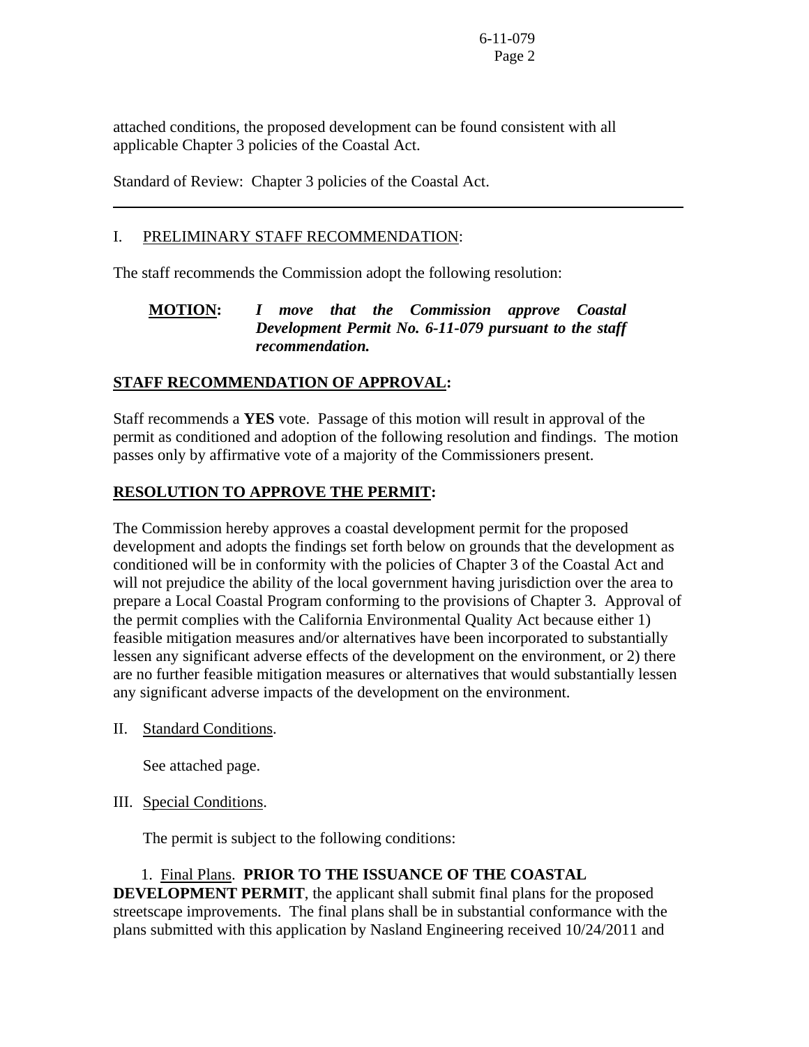attached conditions, the proposed development can be found consistent with all applicable Chapter 3 policies of the Coastal Act.

Standard of Review: Chapter 3 policies of the Coastal Act.

---

I. PRELIMINARY STAFF RECOMMENDATION:

The staff recommends the Commission adopt the following resolution:

**MOTION:** ***I move that the Commission approve Coastal Development Permit No. 6-11-079 pursuant to the staff recommendation.***

**STAFF RECOMMENDATION OF APPROVAL:**

Staff recommends a **YES** vote. Passage of this motion will result in approval of the permit as conditioned and adoption of the following resolution and findings. The motion passes only by affirmative vote of a majority of the Commissioners present.

**RESOLUTION TO APPROVE THE PERMIT:**

The Commission hereby approves a coastal development permit for the proposed development and adopts the findings set forth below on grounds that the development as conditioned will be in conformity with the policies of Chapter 3 of the Coastal Act and will not prejudice the ability of the local government having jurisdiction over the area to prepare a Local Coastal Program conforming to the provisions of Chapter 3. Approval of the permit complies with the California Environmental Quality Act because either 1) feasible mitigation measures and/or alternatives have been incorporated to substantially lessen any significant adverse effects of the development on the environment, or 2) there are no further feasible mitigation measures or alternatives that would substantially lessen any significant adverse impacts of the development on the environment.

II. Standard Conditions.

See attached page.

III. Special Conditions.

The permit is subject to the following conditions:

1. Final Plans. **PRIOR TO THE ISSUANCE OF THE COASTAL DEVELOPMENT PERMIT**, the applicant shall submit final plans for the proposed streetscape improvements. The final plans shall be in substantial conformance with the plans submitted with this application by Nasland Engineering received 10/24/2011 and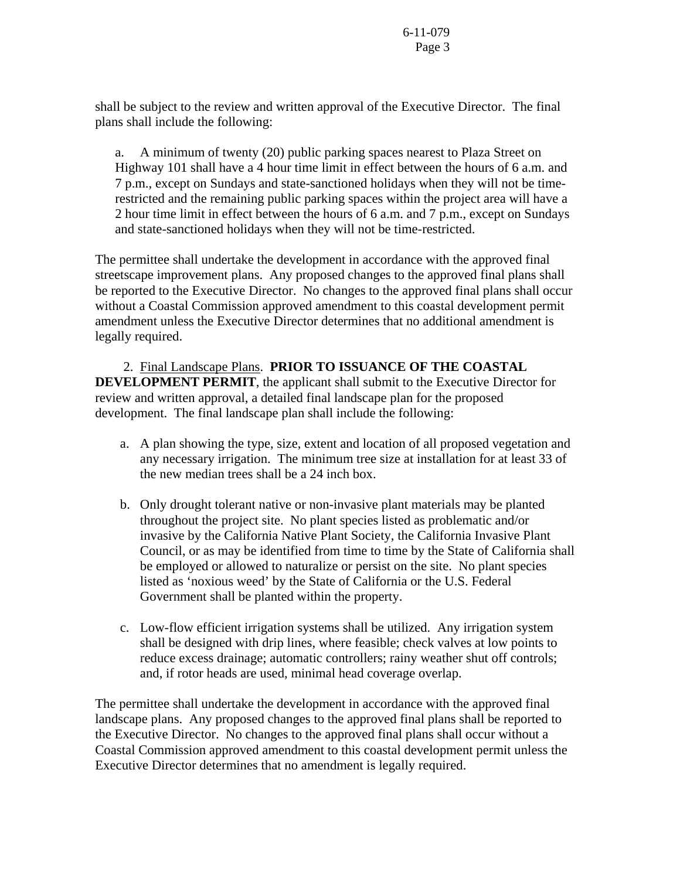shall be subject to the review and written approval of the Executive Director. The final plans shall include the following:

a. A minimum of twenty (20) public parking spaces nearest to Plaza Street on Highway 101 shall have a 4 hour time limit in effect between the hours of 6 a.m. and 7 p.m., except on Sundays and state-sanctioned holidays when they will not be time-restricted and the remaining public parking spaces within the project area will have a 2 hour time limit in effect between the hours of 6 a.m. and 7 p.m., except on Sundays and state-sanctioned holidays when they will not be time-restricted.

The permittee shall undertake the development in accordance with the approved final streetscape improvement plans. Any proposed changes to the approved final plans shall be reported to the Executive Director. No changes to the approved final plans shall occur without a Coastal Commission approved amendment to this coastal development permit amendment unless the Executive Director determines that no additional amendment is legally required.

2. Final Landscape Plans. **PRIOR TO ISSUANCE OF THE COASTAL DEVELOPMENT PERMIT**, the applicant shall submit to the Executive Director for review and written approval, a detailed final landscape plan for the proposed development. The final landscape plan shall include the following:

a. A plan showing the type, size, extent and location of all proposed vegetation and any necessary irrigation. The minimum tree size at installation for at least 33 of the new median trees shall be a 24 inch box.

b. Only drought tolerant native or non-invasive plant materials may be planted throughout the project site. No plant species listed as problematic and/or invasive by the California Native Plant Society, the California Invasive Plant Council, or as may be identified from time to time by the State of California shall be employed or allowed to naturalize or persist on the site. No plant species listed as 'noxious weed' by the State of California or the U.S. Federal Government shall be planted within the property.

c. Low-flow efficient irrigation systems shall be utilized. Any irrigation system shall be designed with drip lines, where feasible; check valves at low points to reduce excess drainage; automatic controllers; rainy weather shut off controls; and, if rotor heads are used, minimal head coverage overlap.

The permittee shall undertake the development in accordance with the approved final landscape plans. Any proposed changes to the approved final plans shall be reported to the Executive Director. No changes to the approved final plans shall occur without a Coastal Commission approved amendment to this coastal development permit unless the Executive Director determines that no amendment is legally required.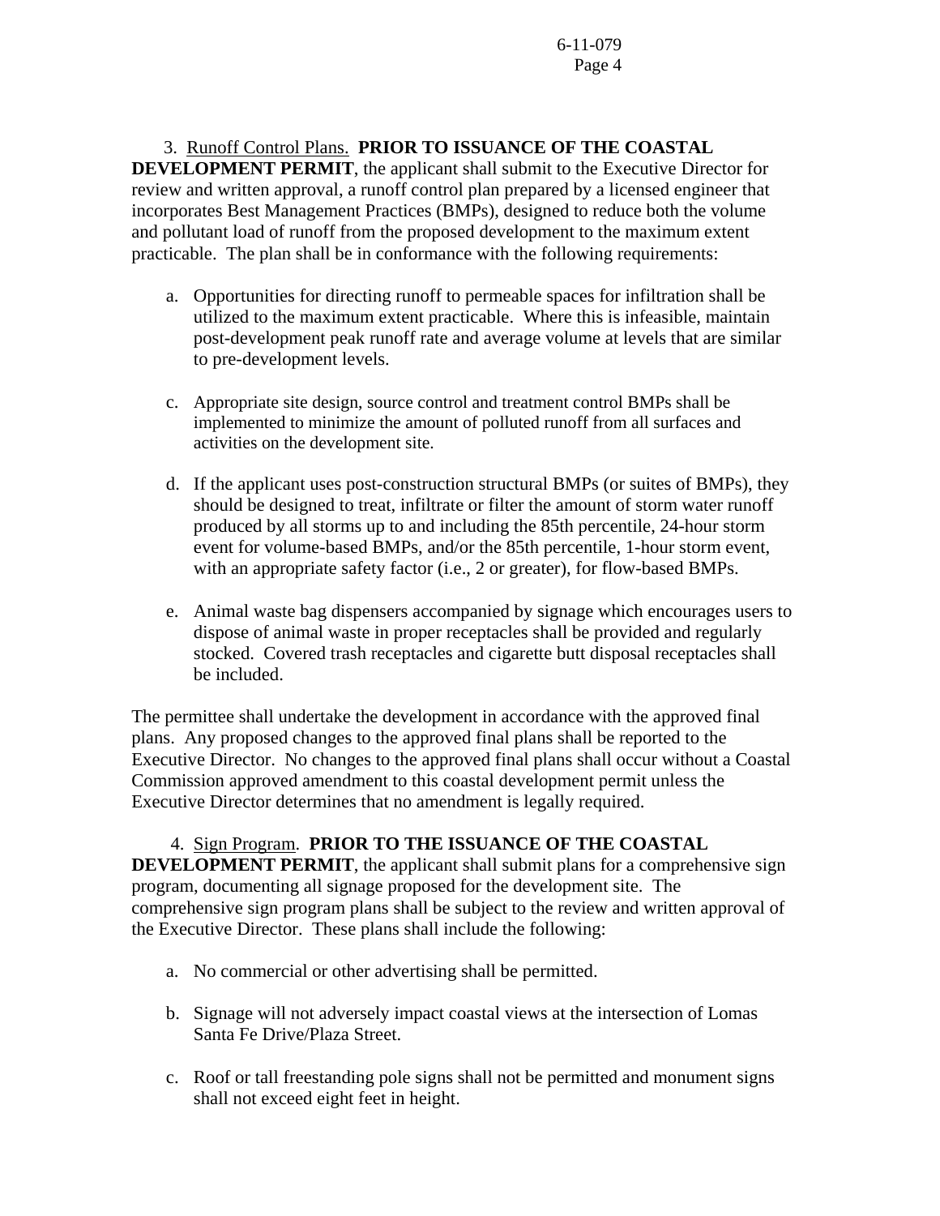3. Runoff Control Plans. **PRIOR TO ISSUANCE OF THE COASTAL DEVELOPMENT PERMIT**, the applicant shall submit to the Executive Director for review and written approval, a runoff control plan prepared by a licensed engineer that incorporates Best Management Practices (BMPs), designed to reduce both the volume and pollutant load of runoff from the proposed development to the maximum extent practicable. The plan shall be in conformance with the following requirements:

a. Opportunities for directing runoff to permeable spaces for infiltration shall be utilized to the maximum extent practicable. Where this is infeasible, maintain post-development peak runoff rate and average volume at levels that are similar to pre-development levels.

c. Appropriate site design, source control and treatment control BMPs shall be implemented to minimize the amount of polluted runoff from all surfaces and activities on the development site.

d. If the applicant uses post-construction structural BMPs (or suites of BMPs), they should be designed to treat, infiltrate or filter the amount of storm water runoff produced by all storms up to and including the 85th percentile, 24-hour storm event for volume-based BMPs, and/or the 85th percentile, 1-hour storm event, with an appropriate safety factor (i.e., 2 or greater), for flow-based BMPs.

e. Animal waste bag dispensers accompanied by signage which encourages users to dispose of animal waste in proper receptacles shall be provided and regularly stocked. Covered trash receptacles and cigarette butt disposal receptacles shall be included.

The permittee shall undertake the development in accordance with the approved final plans. Any proposed changes to the approved final plans shall be reported to the Executive Director. No changes to the approved final plans shall occur without a Coastal Commission approved amendment to this coastal development permit unless the Executive Director determines that no amendment is legally required.

4. Sign Program. **PRIOR TO THE ISSUANCE OF THE COASTAL DEVELOPMENT PERMIT**, the applicant shall submit plans for a comprehensive sign program, documenting all signage proposed for the development site. The comprehensive sign program plans shall be subject to the review and written approval of the Executive Director. These plans shall include the following:

a. No commercial or other advertising shall be permitted.

b. Signage will not adversely impact coastal views at the intersection of Lomas Santa Fe Drive/Plaza Street.

c. Roof or tall freestanding pole signs shall not be permitted and monument signs shall not exceed eight feet in height.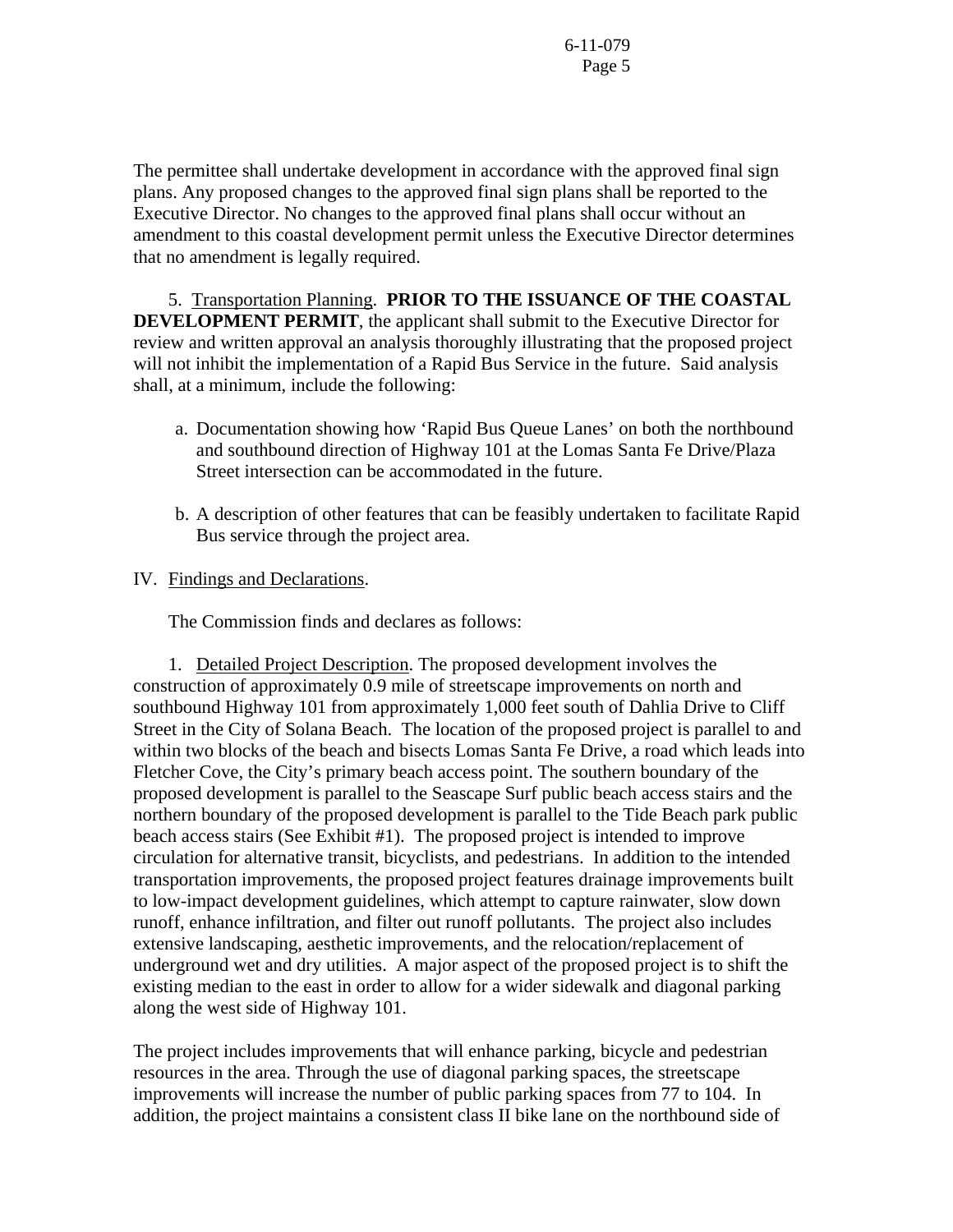The permittee shall undertake development in accordance with the approved final sign plans. Any proposed changes to the approved final sign plans shall be reported to the Executive Director. No changes to the approved final plans shall occur without an amendment to this coastal development permit unless the Executive Director determines that no amendment is legally required.

5. Transportation Planning. **PRIOR TO THE ISSUANCE OF THE COASTAL DEVELOPMENT PERMIT**, the applicant shall submit to the Executive Director for review and written approval an analysis thoroughly illustrating that the proposed project will not inhibit the implementation of a Rapid Bus Service in the future. Said analysis shall, at a minimum, include the following:

a. Documentation showing how 'Rapid Bus Queue Lanes' on both the northbound and southbound direction of Highway 101 at the Lomas Santa Fe Drive/Plaza Street intersection can be accommodated in the future.

b. A description of other features that can be feasibly undertaken to facilitate Rapid Bus service through the project area.

IV. Findings and Declarations.

The Commission finds and declares as follows:

1. Detailed Project Description. The proposed development involves the construction of approximately 0.9 mile of streetscape improvements on north and southbound Highway 101 from approximately 1,000 feet south of Dahlia Drive to Cliff Street in the City of Solana Beach. The location of the proposed project is parallel to and within two blocks of the beach and bisects Lomas Santa Fe Drive, a road which leads into Fletcher Cove, the City's primary beach access point. The southern boundary of the proposed development is parallel to the Seascape Surf public beach access stairs and the northern boundary of the proposed development is parallel to the Tide Beach park public beach access stairs (See Exhibit #1). The proposed project is intended to improve circulation for alternative transit, bicyclists, and pedestrians. In addition to the intended transportation improvements, the proposed project features drainage improvements built to low-impact development guidelines, which attempt to capture rainwater, slow down runoff, enhance infiltration, and filter out runoff pollutants. The project also includes extensive landscaping, aesthetic improvements, and the relocation/replacement of underground wet and dry utilities. A major aspect of the proposed project is to shift the existing median to the east in order to allow for a wider sidewalk and diagonal parking along the west side of Highway 101.

The project includes improvements that will enhance parking, bicycle and pedestrian resources in the area. Through the use of diagonal parking spaces, the streetscape improvements will increase the number of public parking spaces from 77 to 104. In addition, the project maintains a consistent class II bike lane on the northbound side of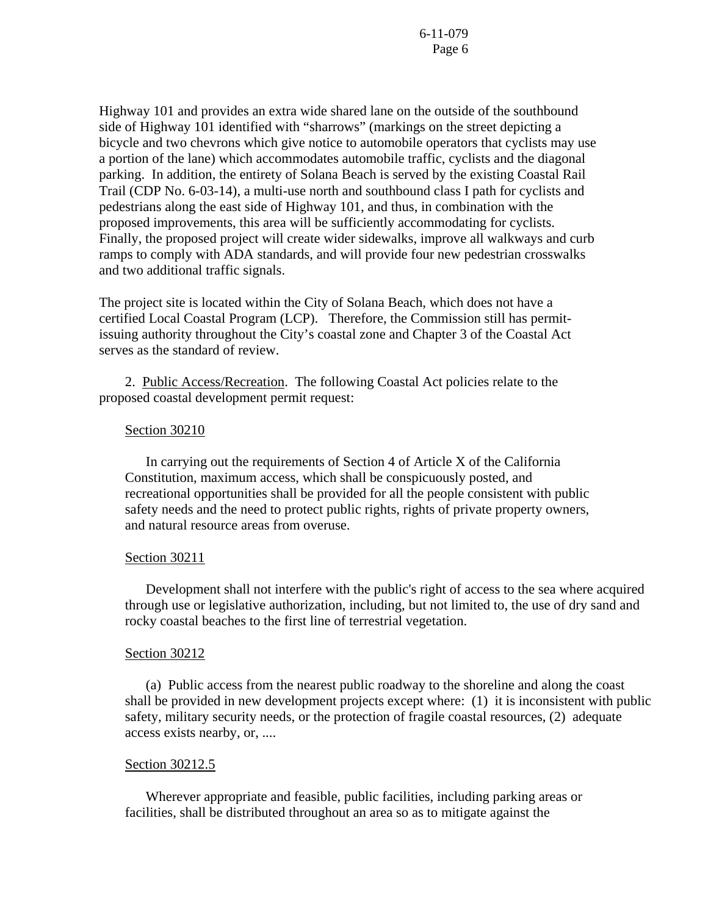Highway 101 and provides an extra wide shared lane on the outside of the southbound side of Highway 101 identified with "sharrows" (markings on the street depicting a bicycle and two chevrons which give notice to automobile operators that cyclists may use a portion of the lane) which accommodates automobile traffic, cyclists and the diagonal parking. In addition, the entirety of Solana Beach is served by the existing Coastal Rail Trail (CDP No. 6-03-14), a multi-use north and southbound class I path for cyclists and pedestrians along the east side of Highway 101, and thus, in combination with the proposed improvements, this area will be sufficiently accommodating for cyclists. Finally, the proposed project will create wider sidewalks, improve all walkways and curb ramps to comply with ADA standards, and will provide four new pedestrian crosswalks and two additional traffic signals.

The project site is located within the City of Solana Beach, which does not have a certified Local Coastal Program (LCP). Therefore, the Commission still has permit-issuing authority throughout the City's coastal zone and Chapter 3 of the Coastal Act serves as the standard of review.

2. Public Access/Recreation. The following Coastal Act policies relate to the proposed coastal development permit request:

Section 30210

In carrying out the requirements of Section 4 of Article X of the California Constitution, maximum access, which shall be conspicuously posted, and recreational opportunities shall be provided for all the people consistent with public safety needs and the need to protect public rights, rights of private property owners, and natural resource areas from overuse.

Section 30211

Development shall not interfere with the public's right of access to the sea where acquired through use or legislative authorization, including, but not limited to, the use of dry sand and rocky coastal beaches to the first line of terrestrial vegetation.

Section 30212

(a) Public access from the nearest public roadway to the shoreline and along the coast shall be provided in new development projects except where: (1) it is inconsistent with public safety, military security needs, or the protection of fragile coastal resources, (2) adequate access exists nearby, or, ....

Section 30212.5

Wherever appropriate and feasible, public facilities, including parking areas or facilities, shall be distributed throughout an area so as to mitigate against the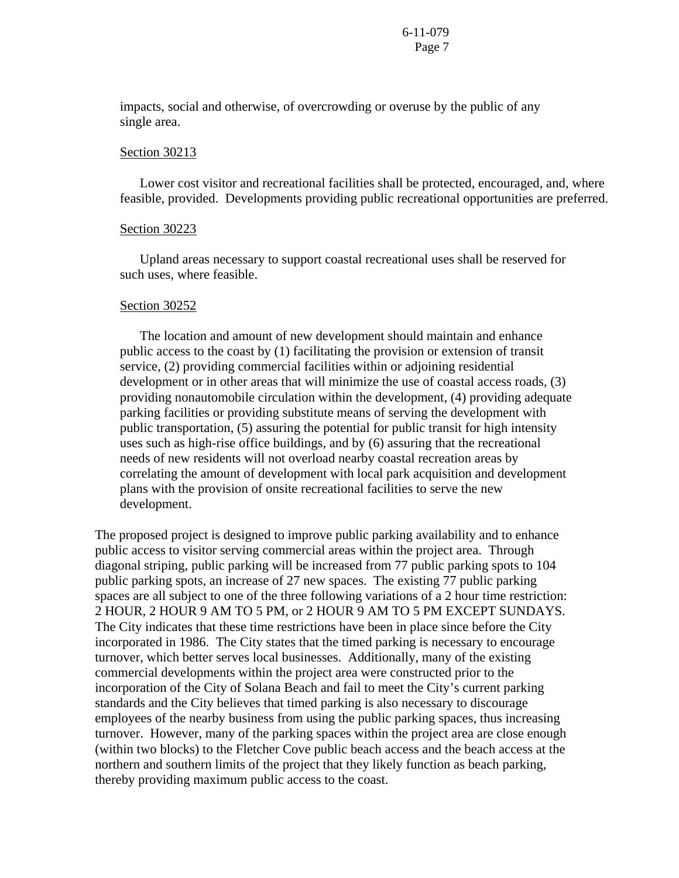impacts, social and otherwise, of overcrowding or overuse by the public of any single area.

Section 30213

Lower cost visitor and recreational facilities shall be protected, encouraged, and, where feasible, provided. Developments providing public recreational opportunities are preferred.

Section 30223

Upland areas necessary to support coastal recreational uses shall be reserved for such uses, where feasible.

Section 30252

The location and amount of new development should maintain and enhance public access to the coast by (1) facilitating the provision or extension of transit service, (2) providing commercial facilities within or adjoining residential development or in other areas that will minimize the use of coastal access roads, (3) providing nonautomobile circulation within the development, (4) providing adequate parking facilities or providing substitute means of serving the development with public transportation, (5) assuring the potential for public transit for high intensity uses such as high-rise office buildings, and by (6) assuring that the recreational needs of new residents will not overload nearby coastal recreation areas by correlating the amount of development with local park acquisition and development plans with the provision of onsite recreational facilities to serve the new development.

The proposed project is designed to improve public parking availability and to enhance public access to visitor serving commercial areas within the project area. Through diagonal striping, public parking will be increased from 77 public parking spots to 104 public parking spots, an increase of 27 new spaces. The existing 77 public parking spaces are all subject to one of the three following variations of a 2 hour time restriction: 2 HOUR, 2 HOUR 9 AM TO 5 PM, or 2 HOUR 9 AM TO 5 PM EXCEPT SUNDAYS. The City indicates that these time restrictions have been in place since before the City incorporated in 1986. The City states that the timed parking is necessary to encourage turnover, which better serves local businesses. Additionally, many of the existing commercial developments within the project area were constructed prior to the incorporation of the City of Solana Beach and fail to meet the City's current parking standards and the City believes that timed parking is also necessary to discourage employees of the nearby business from using the public parking spaces, thus increasing turnover. However, many of the parking spaces within the project area are close enough (within two blocks) to the Fletcher Cove public beach access and the beach access at the northern and southern limits of the project that they likely function as beach parking, thereby providing maximum public access to the coast.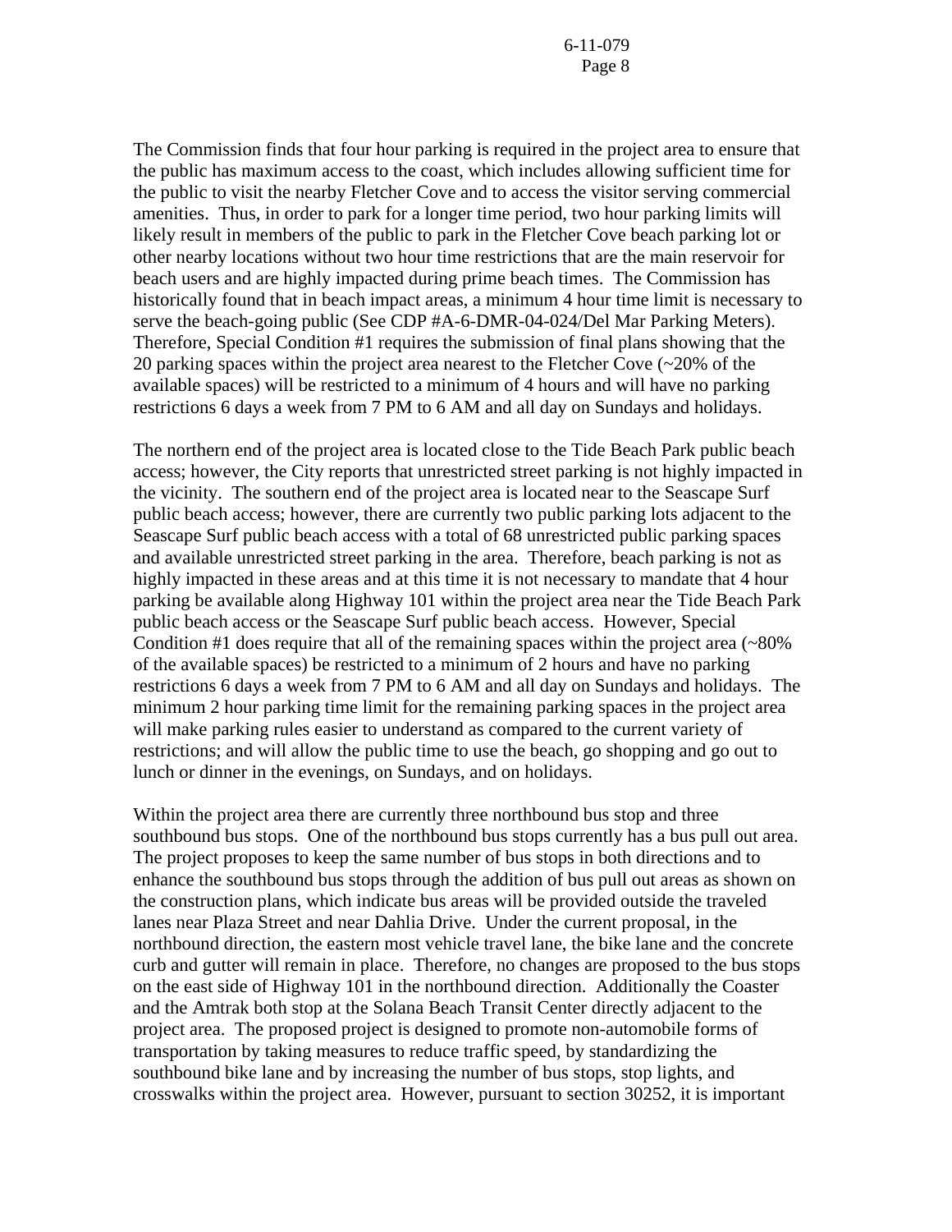The Commission finds that four hour parking is required in the project area to ensure that the public has maximum access to the coast, which includes allowing sufficient time for the public to visit the nearby Fletcher Cove and to access the visitor serving commercial amenities. Thus, in order to park for a longer time period, two hour parking limits will likely result in members of the public to park in the Fletcher Cove beach parking lot or other nearby locations without two hour time restrictions that are the main reservoir for beach users and are highly impacted during prime beach times. The Commission has historically found that in beach impact areas, a minimum 4 hour time limit is necessary to serve the beach-going public (See CDP #A-6-DMR-04-024/Del Mar Parking Meters). Therefore, Special Condition #1 requires the submission of final plans showing that the 20 parking spaces within the project area nearest to the Fletcher Cove (~20% of the available spaces) will be restricted to a minimum of 4 hours and will have no parking restrictions 6 days a week from 7 PM to 6 AM and all day on Sundays and holidays.

The northern end of the project area is located close to the Tide Beach Park public beach access; however, the City reports that unrestricted street parking is not highly impacted in the vicinity. The southern end of the project area is located near to the Seascape Surf public beach access; however, there are currently two public parking lots adjacent to the Seascape Surf public beach access with a total of 68 unrestricted public parking spaces and available unrestricted street parking in the area. Therefore, beach parking is not as highly impacted in these areas and at this time it is not necessary to mandate that 4 hour parking be available along Highway 101 within the project area near the Tide Beach Park public beach access or the Seascape Surf public beach access. However, Special Condition #1 does require that all of the remaining spaces within the project area (~80% of the available spaces) be restricted to a minimum of 2 hours and have no parking restrictions 6 days a week from 7 PM to 6 AM and all day on Sundays and holidays. The minimum 2 hour parking time limit for the remaining parking spaces in the project area will make parking rules easier to understand as compared to the current variety of restrictions; and will allow the public time to use the beach, go shopping and go out to lunch or dinner in the evenings, on Sundays, and on holidays.

Within the project area there are currently three northbound bus stop and three southbound bus stops. One of the northbound bus stops currently has a bus pull out area. The project proposes to keep the same number of bus stops in both directions and to enhance the southbound bus stops through the addition of bus pull out areas as shown on the construction plans, which indicate bus areas will be provided outside the traveled lanes near Plaza Street and near Dahlia Drive. Under the current proposal, in the northbound direction, the eastern most vehicle travel lane, the bike lane and the concrete curb and gutter will remain in place. Therefore, no changes are proposed to the bus stops on the east side of Highway 101 in the northbound direction. Additionally the Coaster and the Amtrak both stop at the Solana Beach Transit Center directly adjacent to the project area. The proposed project is designed to promote non-automobile forms of transportation by taking measures to reduce traffic speed, by standardizing the southbound bike lane and by increasing the number of bus stops, stop lights, and crosswalks within the project area. However, pursuant to section 30252, it is important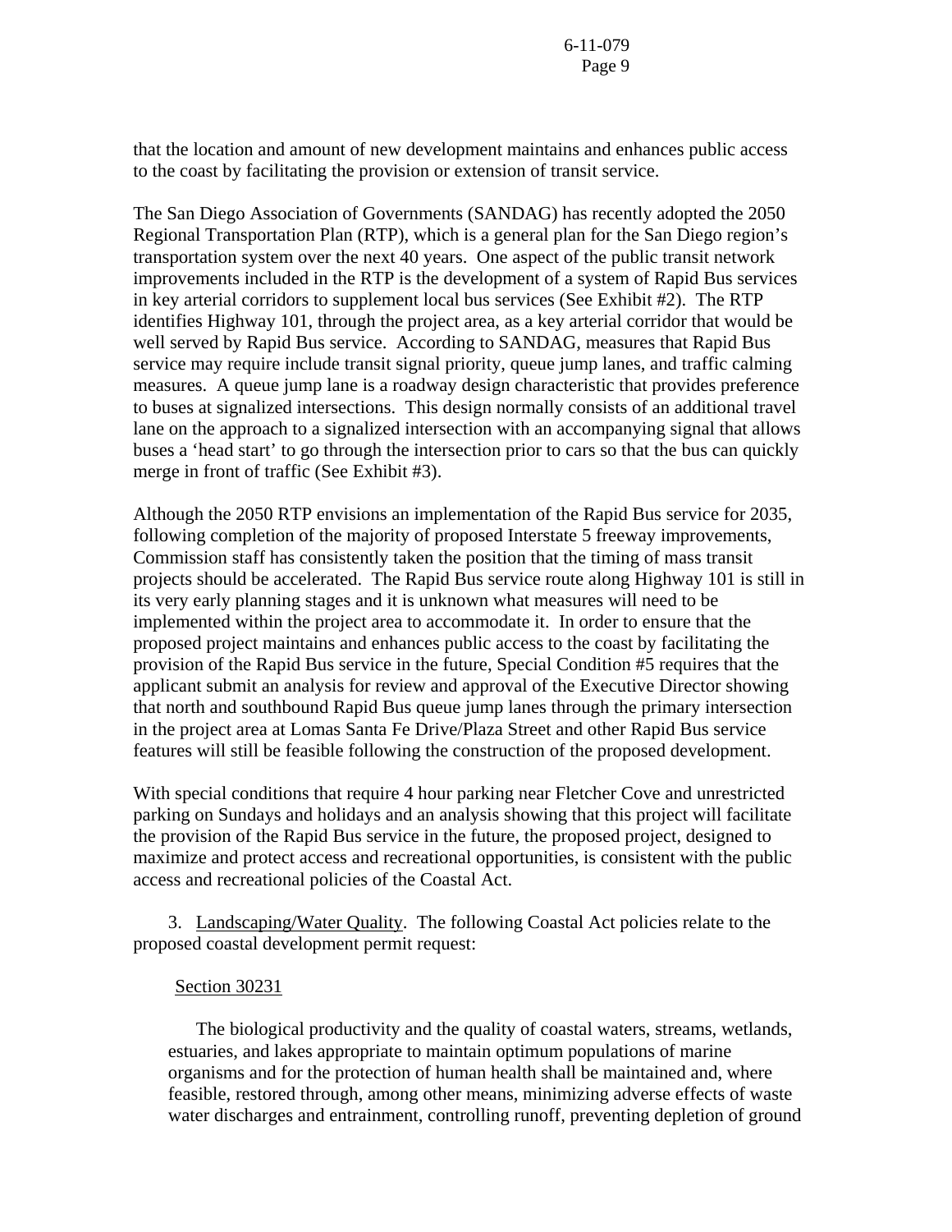that the location and amount of new development maintains and enhances public access to the coast by facilitating the provision or extension of transit service.

The San Diego Association of Governments (SANDAG) has recently adopted the 2050 Regional Transportation Plan (RTP), which is a general plan for the San Diego region's transportation system over the next 40 years. One aspect of the public transit network improvements included in the RTP is the development of a system of Rapid Bus services in key arterial corridors to supplement local bus services (See Exhibit #2). The RTP identifies Highway 101, through the project area, as a key arterial corridor that would be well served by Rapid Bus service. According to SANDAG, measures that Rapid Bus service may require include transit signal priority, queue jump lanes, and traffic calming measures. A queue jump lane is a roadway design characteristic that provides preference to buses at signalized intersections. This design normally consists of an additional travel lane on the approach to a signalized intersection with an accompanying signal that allows buses a 'head start' to go through the intersection prior to cars so that the bus can quickly merge in front of traffic (See Exhibit #3).

Although the 2050 RTP envisions an implementation of the Rapid Bus service for 2035, following completion of the majority of proposed Interstate 5 freeway improvements, Commission staff has consistently taken the position that the timing of mass transit projects should be accelerated. The Rapid Bus service route along Highway 101 is still in its very early planning stages and it is unknown what measures will need to be implemented within the project area to accommodate it. In order to ensure that the proposed project maintains and enhances public access to the coast by facilitating the provision of the Rapid Bus service in the future, Special Condition #5 requires that the applicant submit an analysis for review and approval of the Executive Director showing that north and southbound Rapid Bus queue jump lanes through the primary intersection in the project area at Lomas Santa Fe Drive/Plaza Street and other Rapid Bus service features will still be feasible following the construction of the proposed development.

With special conditions that require 4 hour parking near Fletcher Cove and unrestricted parking on Sundays and holidays and an analysis showing that this project will facilitate the provision of the Rapid Bus service in the future, the proposed project, designed to maximize and protect access and recreational opportunities, is consistent with the public access and recreational policies of the Coastal Act.

3. Landscaping/Water Quality. The following Coastal Act policies relate to the proposed coastal development permit request:

Section 30231

The biological productivity and the quality of coastal waters, streams, wetlands, estuaries, and lakes appropriate to maintain optimum populations of marine organisms and for the protection of human health shall be maintained and, where feasible, restored through, among other means, minimizing adverse effects of waste water discharges and entrainment, controlling runoff, preventing depletion of ground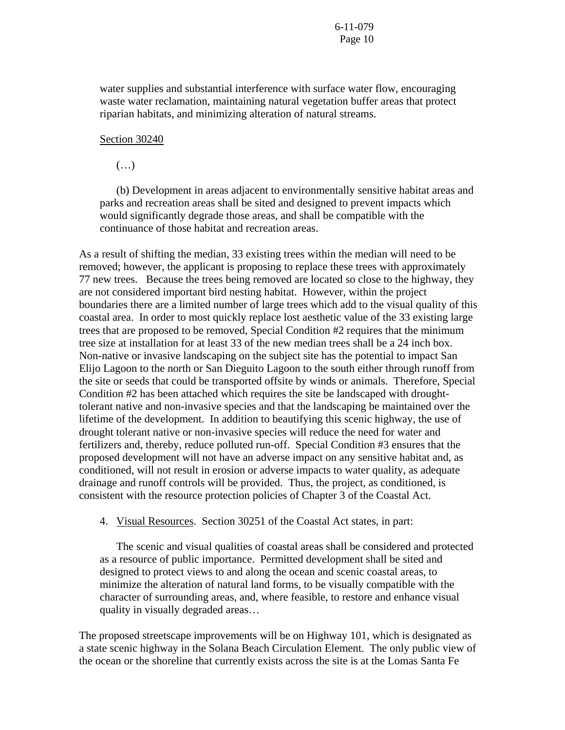water supplies and substantial interference with surface water flow, encouraging waste water reclamation, maintaining natural vegetation buffer areas that protect riparian habitats, and minimizing alteration of natural streams.

Section 30240

(…)

(b) Development in areas adjacent to environmentally sensitive habitat areas and parks and recreation areas shall be sited and designed to prevent impacts which would significantly degrade those areas, and shall be compatible with the continuance of those habitat and recreation areas.

As a result of shifting the median, 33 existing trees within the median will need to be removed; however, the applicant is proposing to replace these trees with approximately 77 new trees. Because the trees being removed are located so close to the highway, they are not considered important bird nesting habitat. However, within the project boundaries there are a limited number of large trees which add to the visual quality of this coastal area. In order to most quickly replace lost aesthetic value of the 33 existing large trees that are proposed to be removed, Special Condition #2 requires that the minimum tree size at installation for at least 33 of the new median trees shall be a 24 inch box. Non-native or invasive landscaping on the subject site has the potential to impact San Elijo Lagoon to the north or San Dieguito Lagoon to the south either through runoff from the site or seeds that could be transported offsite by winds or animals. Therefore, Special Condition #2 has been attached which requires the site be landscaped with drought-tolerant native and non-invasive species and that the landscaping be maintained over the lifetime of the development. In addition to beautifying this scenic highway, the use of drought tolerant native or non-invasive species will reduce the need for water and fertilizers and, thereby, reduce polluted run-off. Special Condition #3 ensures that the proposed development will not have an adverse impact on any sensitive habitat and, as conditioned, will not result in erosion or adverse impacts to water quality, as adequate drainage and runoff controls will be provided. Thus, the project, as conditioned, is consistent with the resource protection policies of Chapter 3 of the Coastal Act.

4. Visual Resources. Section 30251 of the Coastal Act states, in part:

The scenic and visual qualities of coastal areas shall be considered and protected as a resource of public importance. Permitted development shall be sited and designed to protect views to and along the ocean and scenic coastal areas, to minimize the alteration of natural land forms, to be visually compatible with the character of surrounding areas, and, where feasible, to restore and enhance visual quality in visually degraded areas…

The proposed streetscape improvements will be on Highway 101, which is designated as a state scenic highway in the Solana Beach Circulation Element. The only public view of the ocean or the shoreline that currently exists across the site is at the Lomas Santa Fe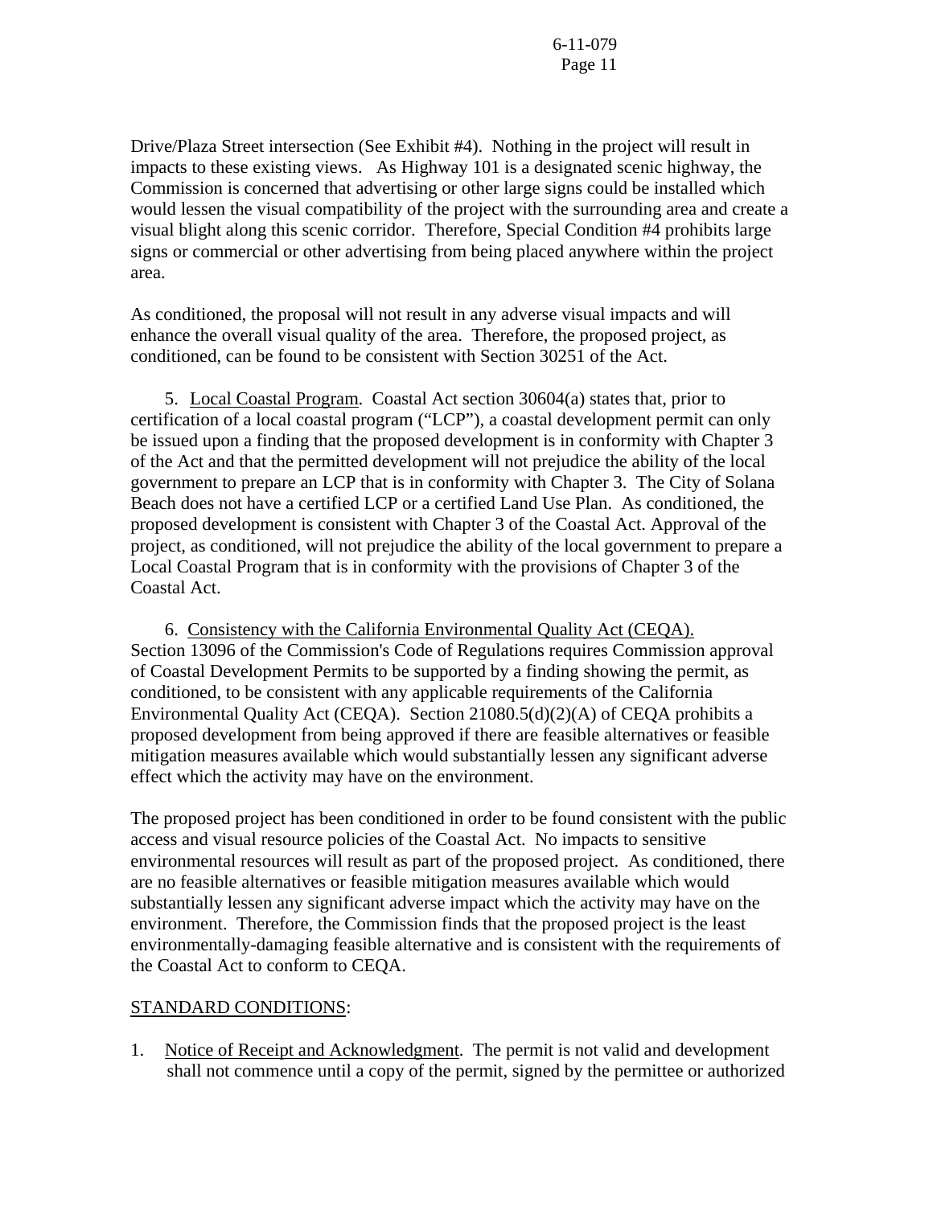Drive/Plaza Street intersection (See Exhibit #4). Nothing in the project will result in impacts to these existing views. As Highway 101 is a designated scenic highway, the Commission is concerned that advertising or other large signs could be installed which would lessen the visual compatibility of the project with the surrounding area and create a visual blight along this scenic corridor. Therefore, Special Condition #4 prohibits large signs or commercial or other advertising from being placed anywhere within the project area.

As conditioned, the proposal will not result in any adverse visual impacts and will enhance the overall visual quality of the area. Therefore, the proposed project, as conditioned, can be found to be consistent with Section 30251 of the Act.

5. Local Coastal Program. Coastal Act section 30604(a) states that, prior to certification of a local coastal program ("LCP"), a coastal development permit can only be issued upon a finding that the proposed development is in conformity with Chapter 3 of the Act and that the permitted development will not prejudice the ability of the local government to prepare an LCP that is in conformity with Chapter 3. The City of Solana Beach does not have a certified LCP or a certified Land Use Plan. As conditioned, the proposed development is consistent with Chapter 3 of the Coastal Act. Approval of the project, as conditioned, will not prejudice the ability of the local government to prepare a Local Coastal Program that is in conformity with the provisions of Chapter 3 of the Coastal Act.

6. Consistency with the California Environmental Quality Act (CEQA). Section 13096 of the Commission's Code of Regulations requires Commission approval of Coastal Development Permits to be supported by a finding showing the permit, as conditioned, to be consistent with any applicable requirements of the California Environmental Quality Act (CEQA). Section 21080.5(d)(2)(A) of CEQA prohibits a proposed development from being approved if there are feasible alternatives or feasible mitigation measures available which would substantially lessen any significant adverse effect which the activity may have on the environment.

The proposed project has been conditioned in order to be found consistent with the public access and visual resource policies of the Coastal Act. No impacts to sensitive environmental resources will result as part of the proposed project. As conditioned, there are no feasible alternatives or feasible mitigation measures available which would substantially lessen any significant adverse impact which the activity may have on the environment. Therefore, the Commission finds that the proposed project is the least environmentally-damaging feasible alternative and is consistent with the requirements of the Coastal Act to conform to CEQA.

STANDARD CONDITIONS:

1. Notice of Receipt and Acknowledgment. The permit is not valid and development shall not commence until a copy of the permit, signed by the permittee or authorized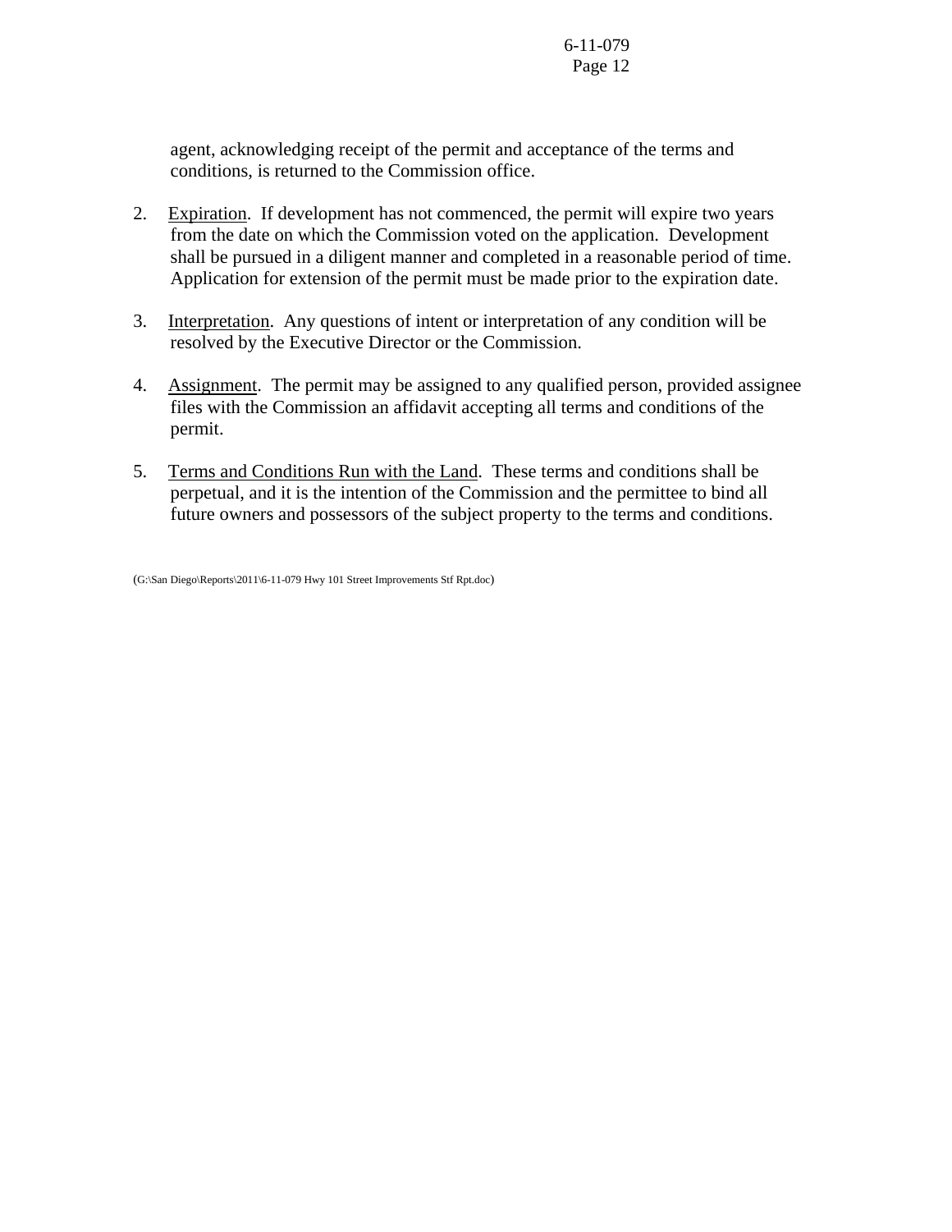agent, acknowledging receipt of the permit and acceptance of the terms and conditions, is returned to the Commission office.

2. Expiration. If development has not commenced, the permit will expire two years from the date on which the Commission voted on the application. Development shall be pursued in a diligent manner and completed in a reasonable period of time. Application for extension of the permit must be made prior to the expiration date.

3. Interpretation. Any questions of intent or interpretation of any condition will be resolved by the Executive Director or the Commission.

4. Assignment. The permit may be assigned to any qualified person, provided assignee files with the Commission an affidavit accepting all terms and conditions of the permit.

5. Terms and Conditions Run with the Land. These terms and conditions shall be perpetual, and it is the intention of the Commission and the permittee to bind all future owners and possessors of the subject property to the terms and conditions.

(G:\San Diego\Reports\2011\6-11-079 Hwy 101 Street Improvements Stf Rpt.doc)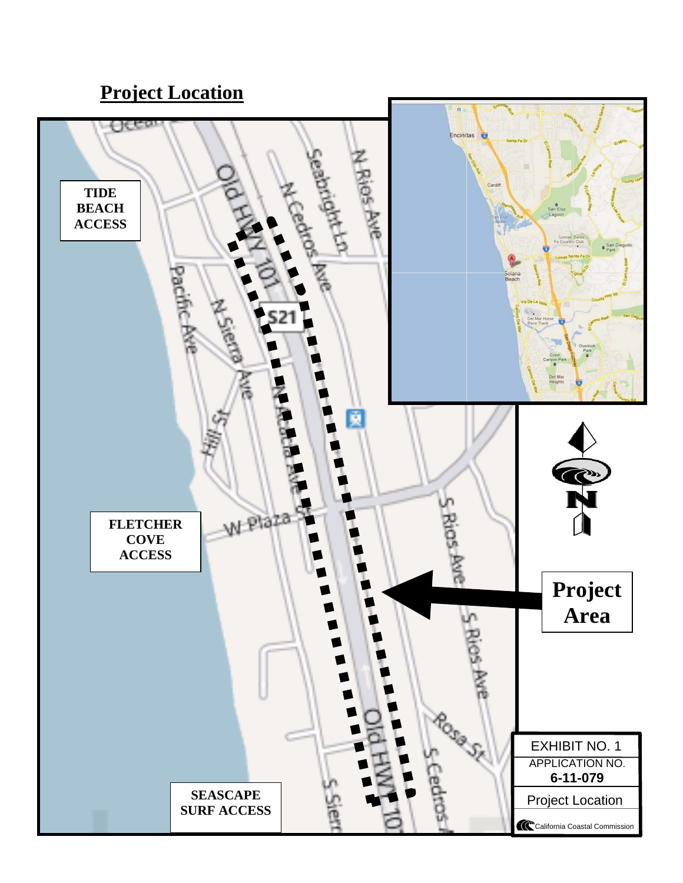## Project Location

TIDE BEACH ACCESS

FLETCHER COVE ACCESS

SEASCAPE SURF ACCESS

Project Area

EXHIBIT NO. 1

APPLICATION NO.

**6-11-079**

Project Location

California Coastal Commission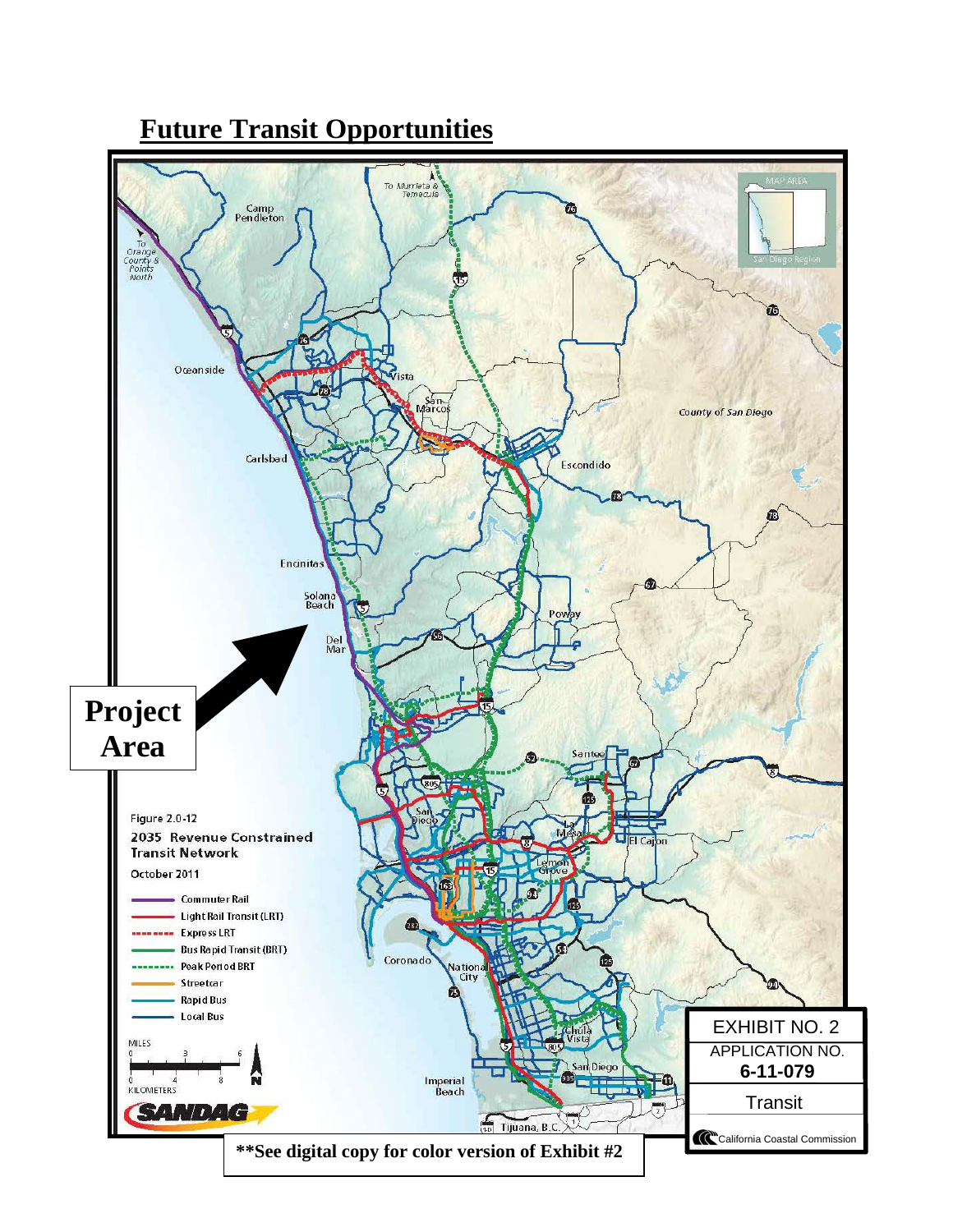# Future Transit Opportunities

Project Area

Figure 2.0-12

2035 Revenue Constrained Transit Network

October 2011

- Commuter Rail
- Light Rail Transit (LRT)
- Express LRT
- Bus Rapid Transit (BRT)
- Peak Period BRT
- Streetcar
- Rapid Bus
- Local Bus

| EXHIBIT NO. 2 |
|---|
| APPLICATION NO. **6-11-079** |
| Transit |
| California Coastal Commission |

**\*\*See digital copy for color version of Exhibit #2**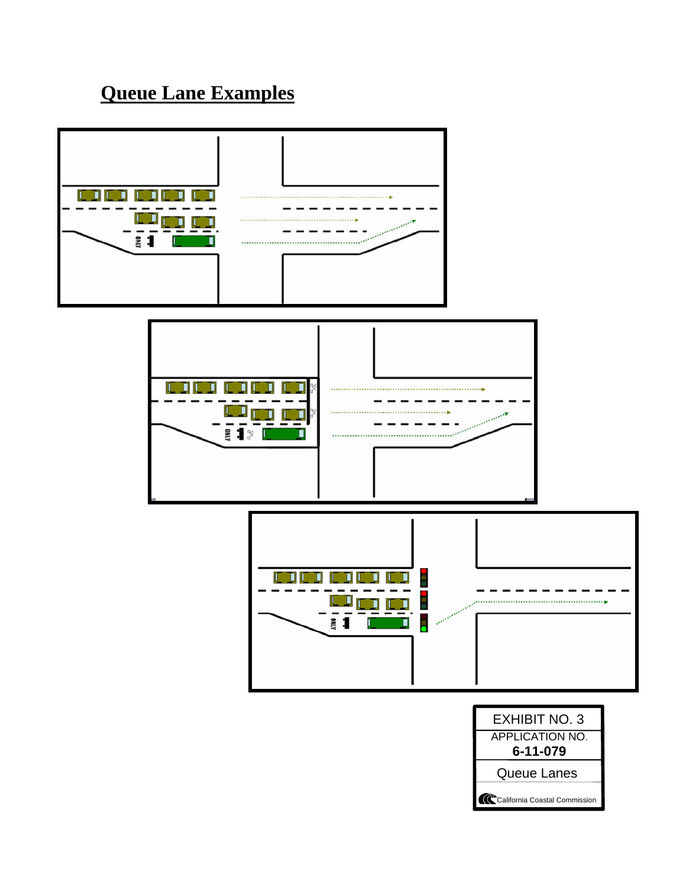# Queue Lane Examples

EXHIBIT NO. 3

APPLICATION NO.

**6-11-079**

Queue Lanes

California Coastal Commission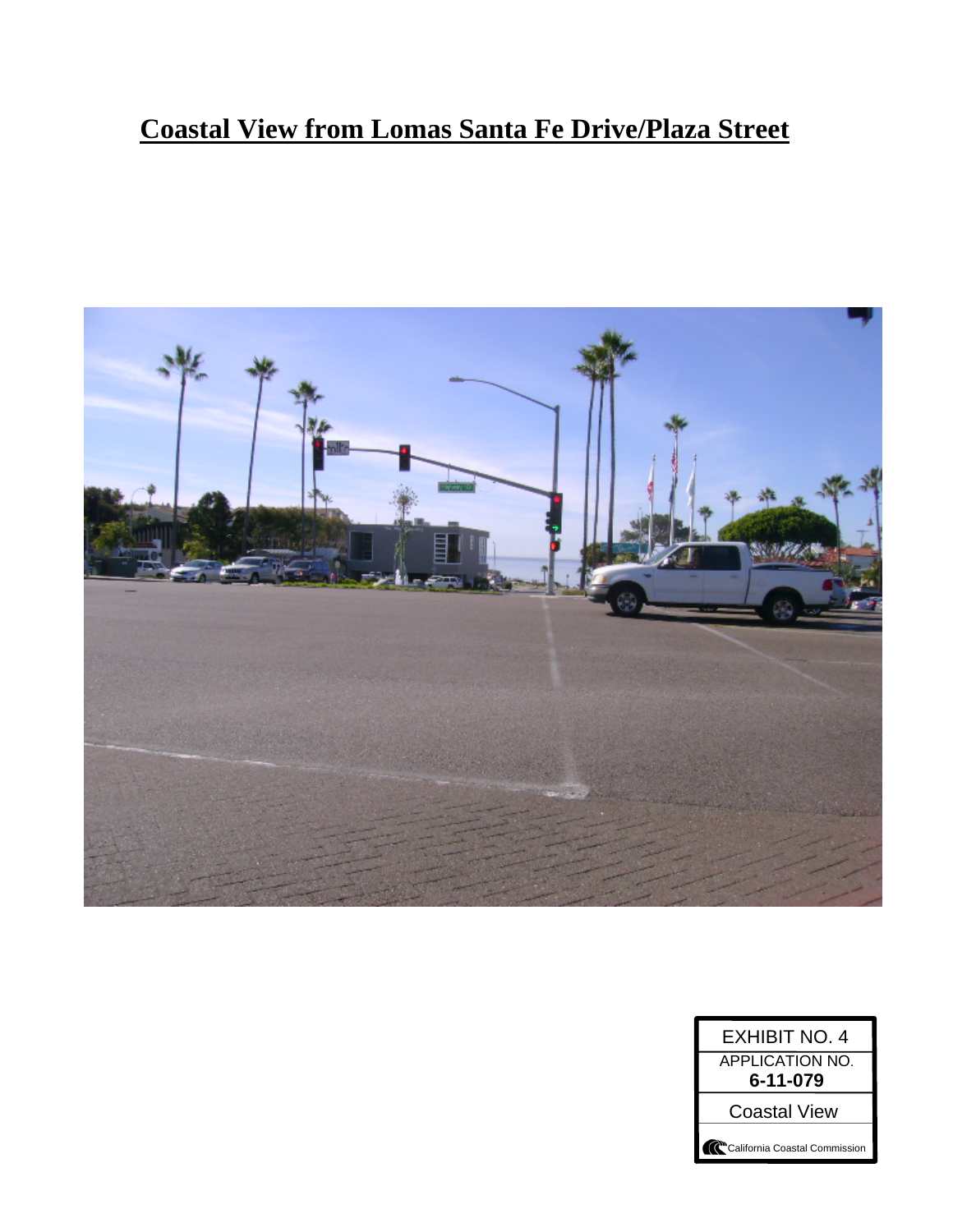# Coastal View from Lomas Santa Fe Drive/Plaza Street

EXHIBIT NO. 4

APPLICATION NO.

**6-11-079**

Coastal View

California Coastal Commission